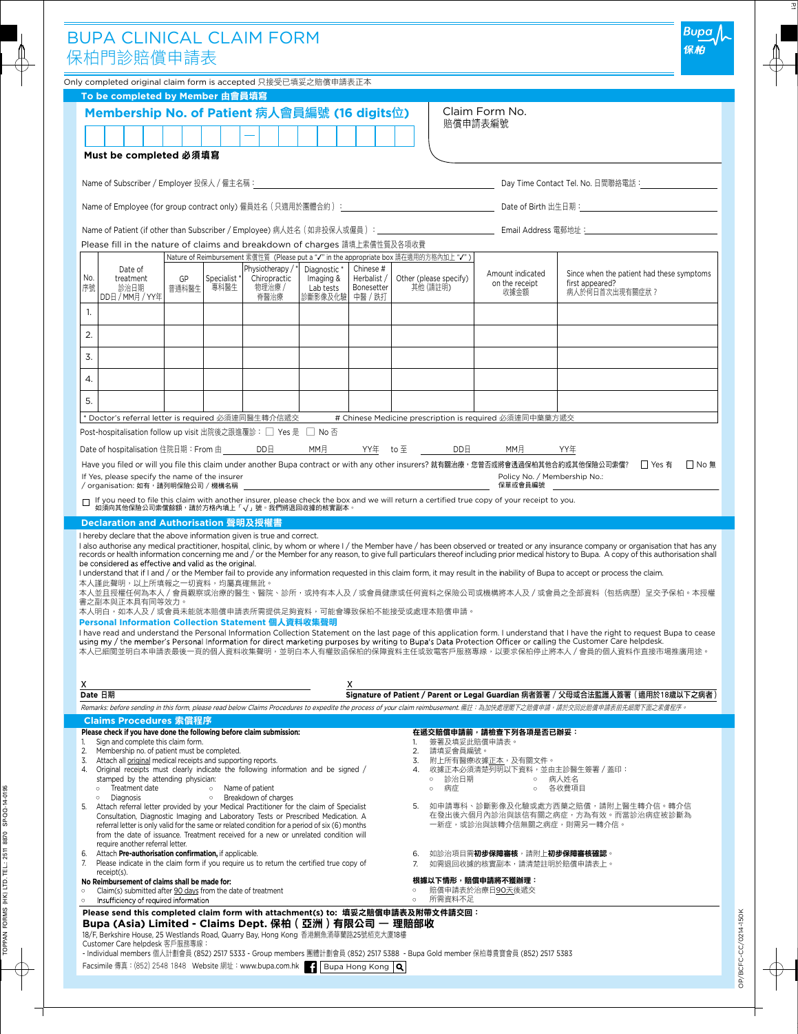# BUPA CLINICAL CLAIM FORM
# 保柏門診賠償申請表

Only completed original claim form is accepted 只接受已填妥之賠償申請表正本

## To be completed by Member 由會員填寫

**Membership No. of Patient 病人會員編號 (16 digits位)**

| | | | | | | | | | | | | | | | | | |
|---|---|---|---|---|---|---|---|---|---|---|---|---|---|---|---|---|---|
| | | | | | | | | — | | | | | | | | | |

**Must be completed 必須填寫**

Claim Form No.
賠償申請表編號

Name of Subscriber / Employer 投保人 / 僱主名稱：____________________ Day Time Contact Tel. No. 日間聯絡電話：____________________

Name of Employee (for group contract only) 僱員姓名（只適用於團體合約）：____________________ Date of Birth 出生日期：____________________

Name of Patient (if other than Subscriber / Employee) 病人姓名（如非投保人或僱員）：____________________ Email Address 電郵地址：____________________

Please fill in the nature of claims and breakdown of charges 請填上索償性質及各項收費

| No. 序號 | Date of treatment 診治日期 DD日 / MM月 / YY年 | Nature of Reimbursement 索償性質 (Please put a "✓" in the appropriate box 請在適用的方格內加上 "✓") GP 普通科醫生 | Specialist * 專科醫生 | Physiotherapy / * Chiropractic 物理治療 / 脊醫治療 | Diagnostic * Imaging & Lab tests 診斷影像及化驗 | Chinese # Herbalist / Bonesetter 中醫 / 跌打 | Other (please specify) 其他 (請註明) | Amount indicated on the receipt 收據金額 | Since when the patient had these symptoms first appeared? 病人於何日首次出現有關症狀？ |
|---|---|---|---|---|---|---|---|---|---|
| 1. | | | | | | | | | |
| 2. | | | | | | | | | |
| 3. | | | | | | | | | |
| 4. | | | | | | | | | |
| 5. | | | | | | | | | |

\* Doctor's referral letter is required 必須連同醫生轉介信遞交　　# Chinese Medicine prescription is required 必須連同中藥藥方遞交

Post-hospitalisation follow up visit 出院後之跟進覆診：☐ Yes 是　☐ No 否

Date of hospitalisation 住院日期：From 由 ______ DD日 ______ MM月 ______ YY年 to 至 ______ DD日 ______ MM月 ______ YY年

Have you filed or will you file this claim under another Bupa contract or with any other insurers? 就有關治療，您曾否或將會透過保柏其他合約或其他保險公司索償? ☐ Yes 有 ☐ No 無

If Yes, please specify the name of the insurer / organisation: 如有，請列明保險公司 / 機構名稱 ____________________ Policy No. / Membership No.: 保單或會員編號 ____________________

☐ If you need to file this claim with another insurer, please check the box and we will return a certified true copy of your receipt to you. 如須向其他保險公司索償餘額，請於方格內填上「√」號。我們將退回收據的核實副本。

## Declaration and Authorisation 聲明及授權書

I hereby declare that the above information given is true and correct.

I also authorise any medical practitioner, hospital, clinic, by whom or where I / the Member have / has been observed or treated or any insurance company or organisation that has any records or health information concerning me and / or the Member for any reason, to give full particulars thereof including prior medical history to Bupa. A copy of this authorisation shall be considered as effective and valid as the original.

I understand that if I and / or the Member fail to provide any information requested in this claim form, it may result in the inability of Bupa to accept or process the claim.

本人謹此聲明，以上所填報之一切資料，均屬真確無訛。

本人並且授權任何為本人 / 會員觀察或治療的醫生、醫院、診所，或持有本人及 / 或會員健康或任何資料之保險公司或機構將本人及 / 或會員之全部資料（包括病歷）呈交予保柏。本授權書之副本與正本具有同等效力。

本人明白，如本人及 / 或會員未能就本賠償申請表所需提供足夠資料，可能會導致保柏不能接受或處理本賠償申請。

### Personal Information Collection Statement 個人資料收集聲明

I have read and understand the Personal Information Collection Statement on the last page of this application form. I understand that I have the right to request Bupa to cease using my / the member's Personal Information for direct marketing purposes by writing to Bupa's Data Protection Officer or calling the Customer Care helpdesk.

本人已細閱並明白本申請表最後一頁的個人資料收集聲明，並明白本人有權致函保柏的保障資料主任或致電客戶服務專線，以要求保柏停止將本人 / 會員的個人資料作直接市場推廣用途。

X ____________________ X ____________________

**Date 日期**　　**Signature of Patient / Parent or Legal Guardian 病者簽署 / 父母或合法監護人簽署（適用於18歲以下之病者）**

*Remarks: before sending in this form, please read below Claims Procedures to expedite the process of your claim reimbursement. 備註：為加快處理閣下之賠償申請，請於交回此賠償申請表前先細閱下面之索償程序。*

## Claims Procedures 索償程序

**Please check if you have done the following before claim submission:**

1. Sign and complete this claim form.
2. Membership no. of patient must be completed.
3. Attach all original medical receipts and supporting reports.
4. Original receipts must clearly indicate the following information and be signed / stamped by the attending physician:
   - Treatment date
   - Name of patient
   - Diagnosis
   - Breakdown of charges
5. Attach referral letter provided by your Medical Practitioner for the claim of Specialist Consultation, Diagnostic Imaging and Laboratory Tests or Prescribed Medication. A referral letter is only valid for the same or related condition for a period of six (6) months from the date of issuance. Treatment received for a new or unrelated condition will require another referral letter.
6. Attach **Pre-authorisation confirmation,** if applicable.
7. Please indicate in the claim form if you require us to return the certified true copy of receipt(s).

**No Reimbursement of claims shall be made for:**

- Claim(s) submitted after 90 days from the date of treatment
- Insufficiency of required information

**在遞交賠償申請前，請檢查下列各項是否已辦妥：**

1. 簽署及填妥此賠償申請表。
2. 請填妥會員編號。
3. 附上所有醫療收據正本，及有關文件。
4. 收據正本必須清楚列明以下資料，並由主診醫生簽署 / 蓋印：
   - 診治日期
   - 病人姓名
   - 病症
   - 各收費項目
5. 如申請專科、診斷影像及化驗或處方藥之賠償，請附上醫生轉介信。轉介信在發出後六個月內診治與該信有關之病症，方為有效。而當診治病症被診斷為一新症，或診治與該轉介信無關之病症，則需另一轉介信。
6. 如診治項目需**初步保障審核**，請附上**初步保障審核確認**。
7. 如需退回收據的核實副本，請清楚註明於賠償申請表上。

**根據以下情形，賠償申請將不獲辦理：**

- 賠償申請表於治療日90天後遞交
- 所需資料不足

**Please send this completed claim form with attachment(s) to: 填妥之賠償申請表及附帶文件請交回：**

**Bupa (Asia) Limited - Claims Dept. 保柏（亞洲）有限公司 — 理賠部收**

18/F, Berkshire House, 25 Westlands Road, Quarry Bay, Hong Kong 香港鰂魚涌華蘭路25號栢克大廈18樓

Customer Care helpdesk 客戶服務專線：

- Individual members 個人計劃會員 (852) 2517 5333 - Group members 團體計劃會員 (852) 2517 5388 - Bupa Gold member 保柏尊貴會員 (852) 2517 5383

Facsimile 傳真：(852) 2548 1848 Website 網址：www.bupa.com.hk　Bupa Hong Kong

OP/BCFC-CC/0214-150K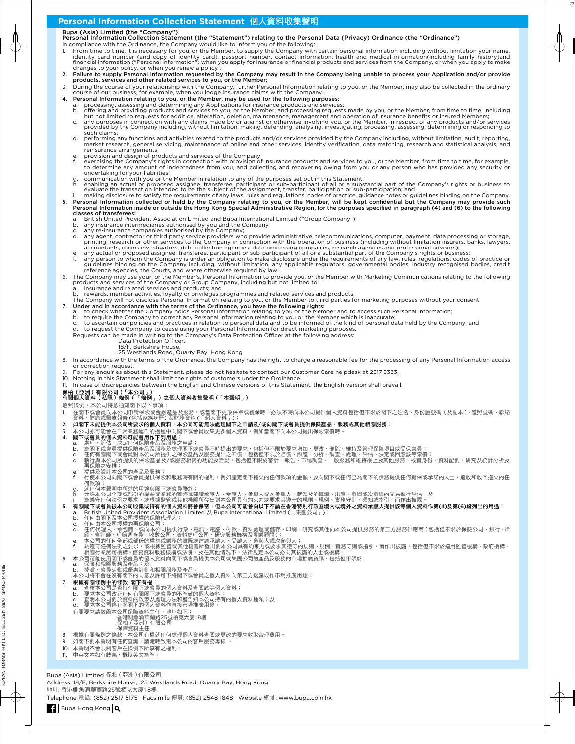# Personal Information Collection Statement 個人資料收集聲明

**Bupa (Asia) Limited (the "Company")**
**Personal Information Collection Statement (the "Statement") relating to the Personal Data (Privacy) Ordinance (the "Ordinance")**

In compliance with the Ordinance, the Company would like to inform you of the following:

1. From time to time, it is necessary for you, or the Member, to supply the Company with certain personal information including without limitation your name, identity card number (and copy of identity card), passport number, contact information, health and medical information(including family history)and financial information ("Personal Information") when you apply for insurance or financial products and services from the Company, or when you apply to make changes to your policy, or when you renew a policy ;
2. **Failure to supply Personal Information requested by the Company may result in the Company being unable to process your Application and/or provide products, services and other related services to you, or the Member;**
3. During the course of your relationship with the Company, further Personal Information relating to you, or the Member, may also be collected in the ordinary course of our business, for example, when you lodge insurance claims with the Company.
4. **Personal Information relating to you, or the Member, may be used for the following purposes:**
   a. processing, assessing and determining any Applications for insurance products and services;
   b. offering and providing products and services to you, or the Member, and processing requests made by you, or the Member, from time to time, including but not limited to requests for addition, alteration, deletion, maintenance, management and operation of insurance benefits or insured Members;
   c. any purposes in connection with any claims made by or against or otherwise involving you, or the Member, in respect of any products and/or services provided by the Company including, without limitation, making, defending, analysing, investigating, processing, assessing, determining or responding to such claims;
   d. performing any functions and activities related to the products and/or services provided by the Company including, without limitation, audit, reporting, market research, general servicing, maintenance of online and other services, identity verification, data matching, research and statistical analysis, and reinsurance arrangements;
   e. provision and design of products and services of the Company;
   f. exercising the Company's rights in connection with provision of insurance products and services to you, or the Member, from time to time, for example, to determine any amount of indebtedness from you, and collecting and recovering owing from you or any person who has provided any security or undertaking for your liabilities;
   g. communication with you or the Member in relation to any of the purposes set out in this Statement;
   h. enabling an actual or proposed assignee, transferee, participant or sub-participant of all or a substantial part of the Company's rights or business to evaluate the transaction intended to be the subject of the assignment, transfer, participation or sub-participation; and
   i. making disclosure to satisfy the requirements of any laws, rules and regulations, codes of practice, guidance notes or guidelines binding on the Company.
5. **Personal Information collected or held by the Company relating to you, or the Member, will be kept confidential but the Company may provide such Personal Information inside or outside the Hong Kong Special Administrative Region, for the purposes specified in paragraph (4) and (6) to the following classes of transferees:**
   a. British United Provident Association Limited and Bupa International Limited ("Group Company");
   b. any insurance intermediaries authorised by you and the Company
   c. any re-insurance companies authorised by the Company;
   d. any agent, contractor or third party service providers who provide administrative, telecommunications, computer, payment, data processing or storage, printing, research or other services to the Company in connection with the operation of business (including without limitation insurers, banks, lawyers, accountants, claims investigators, debt collection agencies, data processing companies, research agencies and professional advisors);
   e. any actual or proposed assignee, transferee, participant or sub-participant of all or a substantial part of the Company's rights or business;
   f. any person to whom the Company is under an obligation to make disclosure under the requirements of any law, rules, regulations, codes of practice or guidelines binding on the Company including, without limitation, any applicable regulators, governmental bodies, industry recognised bodies, credit reference agencies, the Courts, and where otherwise required by law.
6. The Company may use your, or the Member's, Personal Information to provide you, or the Member with Marketing Communications relating to the following products and services of the Company or Group Company, including but not limited to:
   a. insurance and related services and products; and
   b. rewards, member activities, loyalty or privileges programmes and related services and products.

   The Company will not disclose Personal Information relating to you, or the Member to third parties for marketing purposes without your consent.
7. **Under and in accordance with the terms of the Ordinance, you have the following rights:**
   a. to check whether the Company holds Personal Information relating to you or the Member and to access such Personal Information;
   b. to require the Company to correct any Personal Information relating to you or the Member which is inaccurate;
   c. to ascertain our policies and practices in relation to personal data and to be informed of the kind of personal data held by the Company, and
   d. to request the Company to cease using your Personal Information for direct marketing purposes.

   Requests can be made in writing to the Company's Data Protection Officer at the following address:
   Data Protection Officer,
   18/F, Berkshire House,
   25 Westlands Road, Quarry Bay, Hong Kong
8. In accordance with the terms of the Ordinance, the Company has the right to charge a reasonable fee for the processing of any Personal Information access or correction request.
9. For any enquiries about this Statement, please do not hesitate to contact our Customer Care helpdesk at 2517 5333.
10. Nothing in this Statement shall limit the rights of customers under the Ordinance.
11. In case of discrepancies between the English and Chinese versions of this Statement, the English version shall prevail.

**保柏（亞洲）有限公司（「本公司」）**
**有關個人資料（私隱）條例（「條例」）之個人資料收集聲明（「本聲明」）**

遵照條例，本公司特意通知閣下以下事項：

1. 在閣下或會員向本公司申請保險或金融產品及服務，或當閣下更改保單或續保時，必須不時向本公司提供個人資料包括但不限於閣下之姓名、身份證號碼（及副本）、護照號碼、聯絡資料、健康或醫療報告(包括家族病歷)及財務資料（「個人資料」）；
2. **如閣下未能提供本公司所要求的個人資料，本公司可能無法處理閣下之申請及/或向閣下或會員提供保險產品、服務或其他相關服務；**
3. 本公司亦可能會在日常業務運作的過程中向閣下或會員收集更多個人資料，例如當閣下向本公司提出保險索償時。
4. **閣下或會員的個人資料可能會用作下列用途：**
   a. 處理、評估、決定任何保險產品及服務之申請；
   b. 為閣下或會員提供保險產品及服務及處理閣下或會員不時提出的要求，包括但不限於要求增加、更改、刪除、維持及管理保障項目或受保會員；
   c. 任何有關閣下或會員對本公司所提供之保險產品及服務提出之索償，包括但不限於賠償、辯護、分析、調查、處理、評估、決定或回應該等索償；
   d. 執行與本公司所提供的保險產品及/或服務相關的功能及活動，包括但不限於審計、報告、市場調查、一般服務和維持網上及其他服務、核實身份、資料配對、研究及統計分析及再保險之安排；
   e. 提供及設計本公司的產品及服務；
   f. 行使本公司向閣下或會員提供保險和服務時有關的權利，例如釐定閣下拖欠的任何款項的金額，及向閣下或任何已為閣下的債務提供任何擔保或承諾的人士，追收和收回拖欠的任何款項；
   g. 就任何本聲明中所述的用途與閣下或會員聯絡；
   h. 允許本公司全部或部份的權益或業務的實際或建議承讓人、受讓人、參與人或次參與人，就涉及的轉讓、出讓、參與或次參與的交易進行評估；及
   i. 為遵守任何法例之要求，或根據監管或其他機關所發出對本公司具有約束力或要求其遵守的規則、規例、實務守則、須知或指引，而作出披露。
5. **有關閣下或會員被本公司收集或持有的個人資料將會保密，但本公司可能會向以下不論在香港特別行政區境內或境外之資料承讓人提供該等個人資料作第(4)及第(6)段列出的用途：**
   a. British United Provident Association Limited 及 Bupa International Limited（「集團公司」）；
   b. 任何由閣下及本公司授權的保險代理人；
   c. 任何由本公司授權的再保險公司；
   d. 任何代理人、承包商、或向本公司提供行政、電訊、電腦、付款、資料處理或儲存、印刷、研究或其他向本公司提供服務的第三方服務供應商（包括但不限於保險公司、銀行、律師、會計師、理賠調查員、收數公司、資料處理公司、研究服務機構及專業顧問）；
   e. 本公司的任何全部或部份的權益或業務的實際或建議承讓人、受讓人、參與人或次參與人；
   f. 為遵守任何法例之要求，或根據監管或其他機關所發出對本公司具有約束力或要求其遵守的規則、規例、實務守則或指引，而作出披露，包括但不限於適用監管機構、政府機構、相關行業認可機構、信貸資料服務機構或法院，及在其他情況下，法律規定本公司必向其披露的人士或機構。
6. 本公司可能使用閣下或會員的個人資料向閣下或會員提供本公司或集團公司的產品及服務的市場推廣資訊，包括但不限於:
   a. 保險和相關服務及產品；及
   b. 獎賞、會員活動或優惠計劃和相關服務及產品。

   本公司將不會在沒有閣下的同意及許可下將閣下或會員之個人資料向第三方透露以作市場推廣用途。
7. **根據有關條例中的條款, 閣下有權：**
   a. 查核本公司是否持有閣下或會員的個人資料及查閱該等個人資料；
   b. 要求本公司改正任何有關閣下或會員的不準確的個人資料；
   c. 查明本公司對於資料的政策及處理方法和獲告知本公司持有的個人資料種類；及
   d. 要求本公司停止將閣下的個人資料作直接市場推廣用途。

   有關要求請致函本公司保障資料主任，地址如下：
   香港鰂魚涌華蘭路25號栢克大廈18樓
   保柏（亞洲）有限公司
   保障資料主任
8. 根據有關條例之條款，本公司有權就任何處理個人資料查閱或更改的要求收取合理費用。
9. 如閣下對本聲明有任何查詢，請隨時致電本公司的客戶服務專線 。
10. 本聲明不會限制客戶在條例下所享有之權利。
11. 中英文本如有歧義，概以英文為準。

Bupa (Asia) Limited 保柏（亞洲）有限公司
Address: 18/F, Berkshire House, 25 Westlands Road, Quarry Bay, Hong Kong
地址: 香港鰂魚涌華蘭路25號栢克大廈18樓
Telephone 電話: (852) 2517 5175 Facsimile 傳真: (852) 2548 1848 Website 網址: www.bupa.com.hk
Bupa Hong Kong